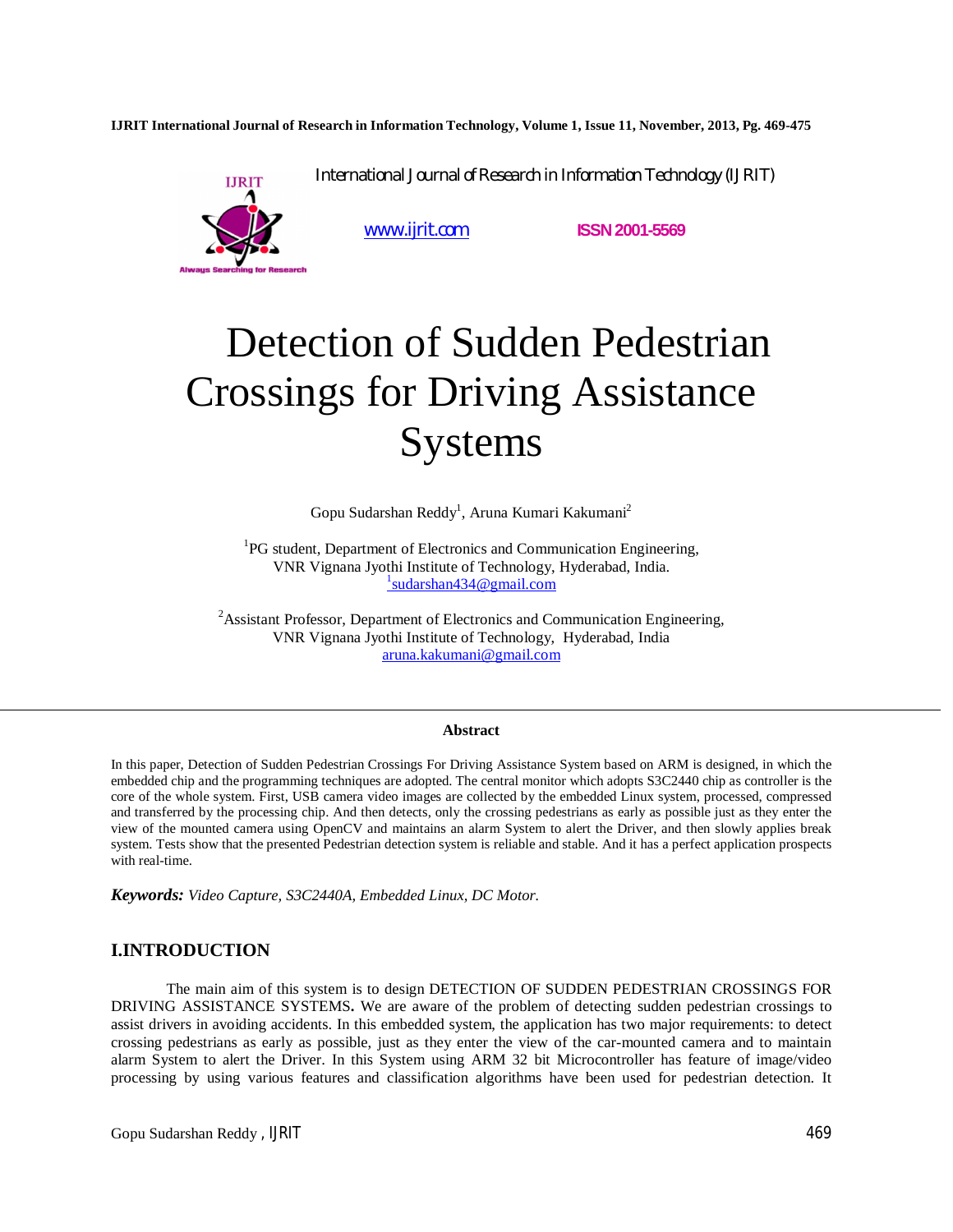International Journal of Research in Information Technology (IJRIT)

www.ijrit.com ISSN 2001-5569

# Detection of Sudden Pedestrian Crossings for Driving Assistance Systems

Gopu Sudarshan Reddy[1], Aruna Kumari Kakumani[2]

[1]PG student, Department of Electronics and Communication Engineering, VNR Vignana Jyothi Institute of Technology, Hyderabad, India.
[1]sudarshan434@gmail.com

[2]Assistant Professor, Department of Electronics and Communication Engineering, VNR Vignana Jyothi Institute of Technology, Hyderabad, India
aruna.kakumani@gmail.com

**Abstract**

In this paper, Detection of Sudden Pedestrian Crossings For Driving Assistance System based on ARM is designed, in which the embedded chip and the programming techniques are adopted. The central monitor which adopts S3C2440 chip as controller is the core of the whole system. First, USB camera video images are collected by the embedded Linux system, processed, compressed and transferred by the processing chip. And then detects, only the crossing pedestrians as early as possible just as they enter the view of the mounted camera using OpenCV and maintains an alarm System to alert the Driver, and then slowly applies break system. Tests show that the presented Pedestrian detection system is reliable and stable. And it has a perfect application prospects with real-time.

***Keywords:*** *Video Capture, S3C2440A, Embedded Linux, DC Motor.*

## I.INTRODUCTION

The main aim of this system is to design DETECTION OF SUDDEN PEDESTRIAN CROSSINGS FOR DRIVING ASSISTANCE SYSTEMS**.** We are aware of the problem of detecting sudden pedestrian crossings to assist drivers in avoiding accidents. In this embedded system, the application has two major requirements: to detect crossing pedestrians as early as possible, just as they enter the view of the car-mounted camera and to maintain alarm System to alert the Driver. In this System using ARM 32 bit Microcontroller has feature of image/video processing by using various features and classification algorithms have been used for pedestrian detection. It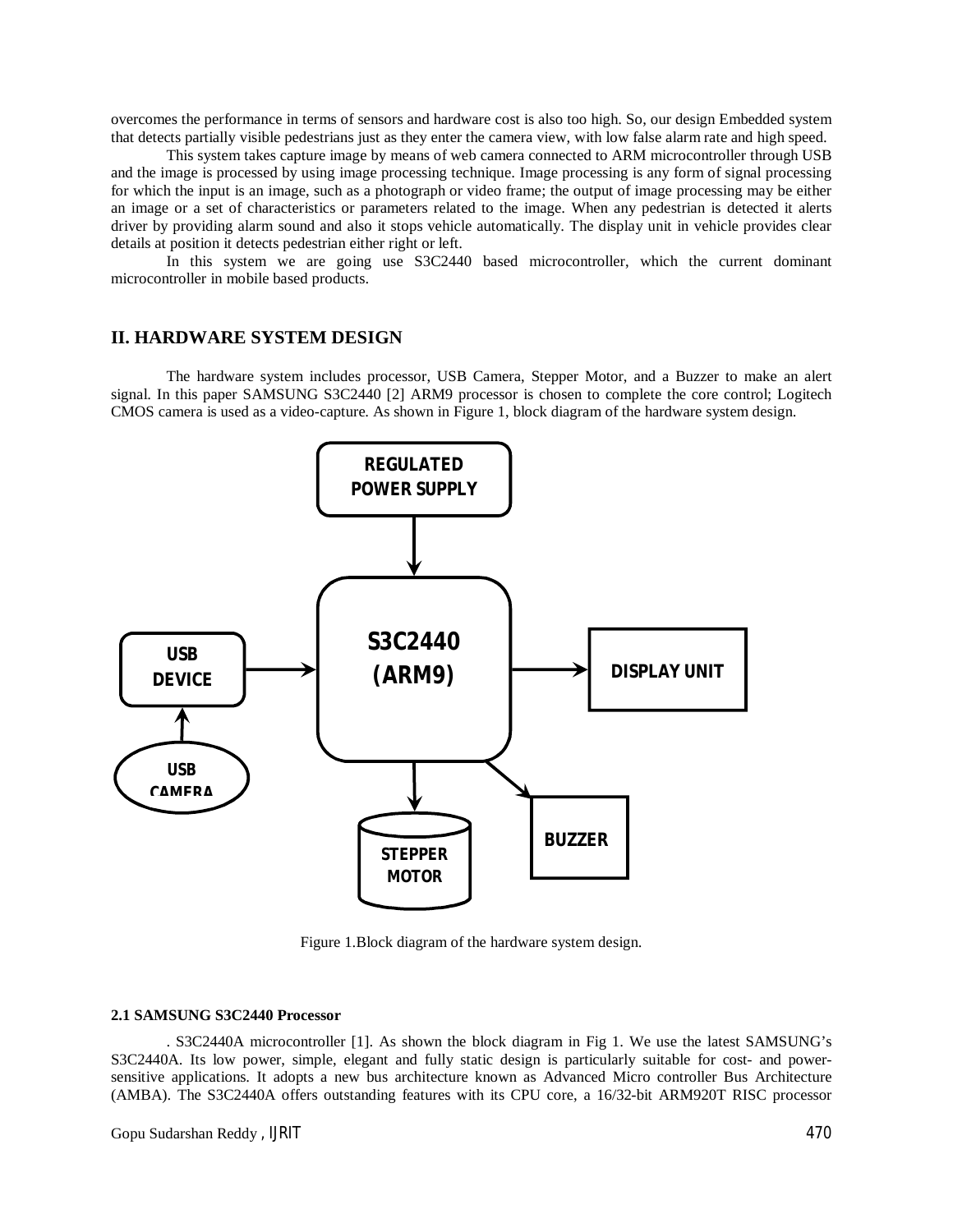overcomes the performance in terms of sensors and hardware cost is also too high. So, our design Embedded system that detects partially visible pedestrians just as they enter the camera view, with low false alarm rate and high speed.

This system takes capture image by means of web camera connected to ARM microcontroller through USB and the image is processed by using image processing technique. Image processing is any form of signal processing for which the input is an image, such as a photograph or video frame; the output of image processing may be either an image or a set of characteristics or parameters related to the image. When any pedestrian is detected it alerts driver by providing alarm sound and also it stops vehicle automatically. The display unit in vehicle provides clear details at position it detects pedestrian either right or left.

In this system we are going use S3C2440 based microcontroller, which the current dominant microcontroller in mobile based products.

## II. HARDWARE SYSTEM DESIGN

The hardware system includes processor, USB Camera, Stepper Motor, and a Buzzer to make an alert signal. In this paper SAMSUNG S3C2440 [2] ARM9 processor is chosen to complete the core control; Logitech CMOS camera is used as a video-capture. As shown in Figure 1, block diagram of the hardware system design.

REGULATED POWER SUPPLY

USB DEVICE

S3C2440 (ARM9)

DISPLAY UNIT

USB CAMERA

STEPPER MOTOR

BUZZER

Figure 1.Block diagram of the hardware system design.

### 2.1 SAMSUNG S3C2440 Processor

. S3C2440A microcontroller [1]. As shown the block diagram in Fig 1. We use the latest SAMSUNG's S3C2440A. Its low power, simple, elegant and fully static design is particularly suitable for cost- and power-sensitive applications. It adopts a new bus architecture known as Advanced Micro controller Bus Architecture (AMBA). The S3C2440A offers outstanding features with its CPU core, a 16/32-bit ARM920T RISC processor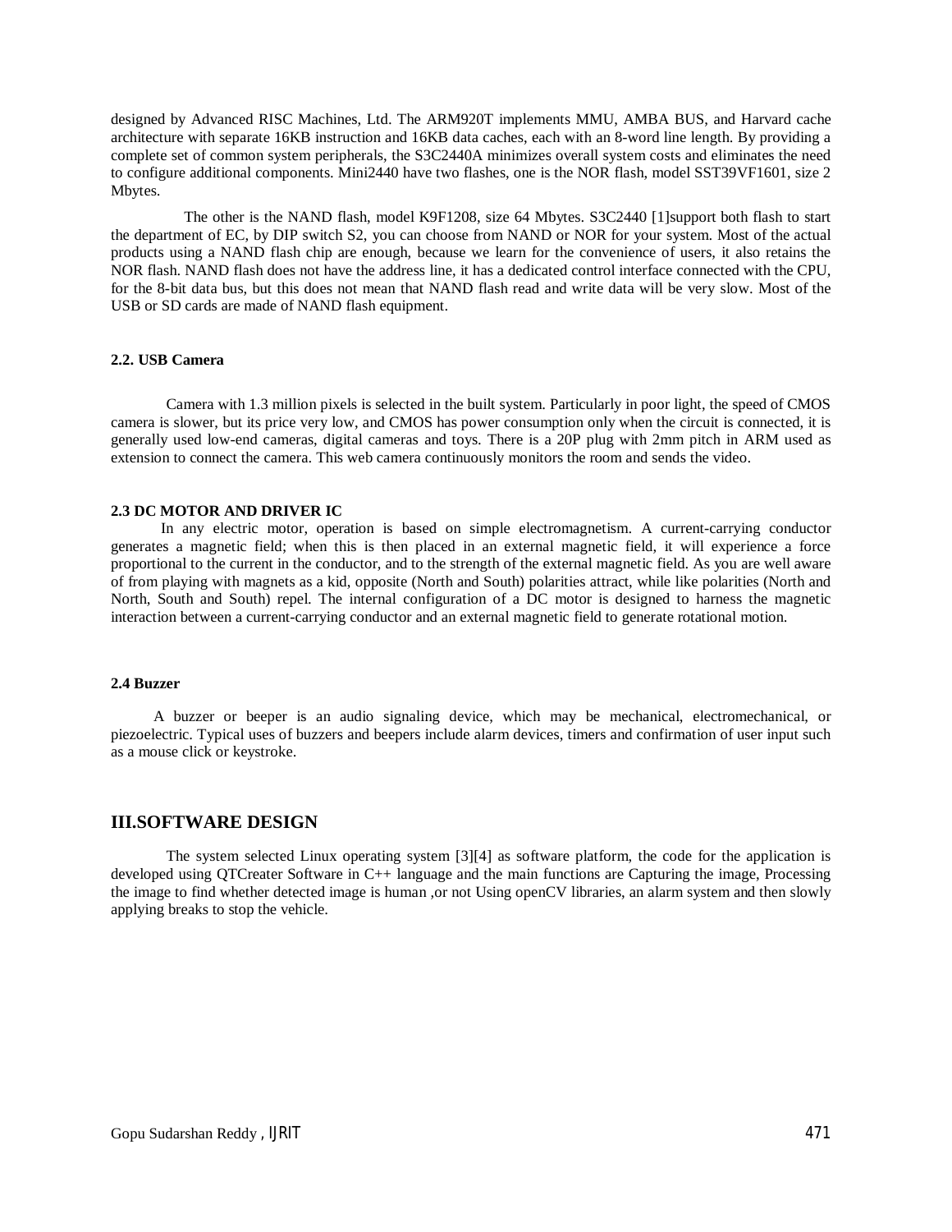designed by Advanced RISC Machines, Ltd. The ARM920T implements MMU, AMBA BUS, and Harvard cache architecture with separate 16KB instruction and 16KB data caches, each with an 8-word line length. By providing a complete set of common system peripherals, the S3C2440A minimizes overall system costs and eliminates the need to configure additional components. Mini2440 have two flashes, one is the NOR flash, model SST39VF1601, size 2 Mbytes.

The other is the NAND flash, model K9F1208, size 64 Mbytes. S3C2440 [1]support both flash to start the department of EC, by DIP switch S2, you can choose from NAND or NOR for your system. Most of the actual products using a NAND flash chip are enough, because we learn for the convenience of users, it also retains the NOR flash. NAND flash does not have the address line, it has a dedicated control interface connected with the CPU, for the 8-bit data bus, but this does not mean that NAND flash read and write data will be very slow. Most of the USB or SD cards are made of NAND flash equipment.

### 2.2. USB Camera

Camera with 1.3 million pixels is selected in the built system. Particularly in poor light, the speed of CMOS camera is slower, but its price very low, and CMOS has power consumption only when the circuit is connected, it is generally used low-end cameras, digital cameras and toys. There is a 20P plug with 2mm pitch in ARM used as extension to connect the camera. This web camera continuously monitors the room and sends the video.

### 2.3 DC MOTOR AND DRIVER IC

In any electric motor, operation is based on simple electromagnetism. A current-carrying conductor generates a magnetic field; when this is then placed in an external magnetic field, it will experience a force proportional to the current in the conductor, and to the strength of the external magnetic field. As you are well aware of from playing with magnets as a kid, opposite (North and South) polarities attract, while like polarities (North and North, South and South) repel. The internal configuration of a DC motor is designed to harness the magnetic interaction between a current-carrying conductor and an external magnetic field to generate rotational motion.

### 2.4 Buzzer

A buzzer or beeper is an audio signaling device, which may be mechanical, electromechanical, or piezoelectric. Typical uses of buzzers and beepers include alarm devices, timers and confirmation of user input such as a mouse click or keystroke.

## III.SOFTWARE DESIGN

The system selected Linux operating system [3][4] as software platform, the code for the application is developed using QTCreater Software in C++ language and the main functions are Capturing the image, Processing the image to find whether detected image is human ,or not Using openCV libraries, an alarm system and then slowly applying breaks to stop the vehicle.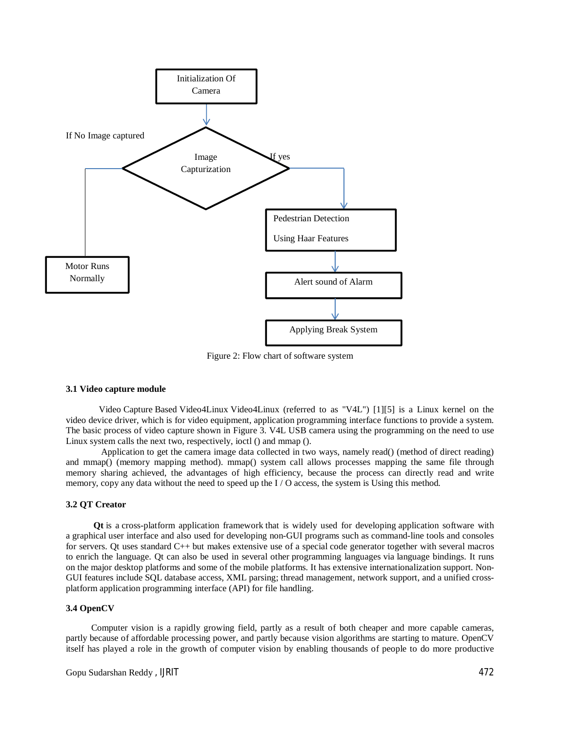Initialization Of Camera

If No Image captured

Image Capturization

If yes

Pedestrian Detection

Using Haar Features

Motor Runs Normally

Alert sound of Alarm

Applying Break System

Figure 2: Flow chart of software system

### 3.1 Video capture module

Video Capture Based Video4Linux Video4Linux (referred to as "V4L") [1][5] is a Linux kernel on the video device driver, which is for video equipment, application programming interface functions to provide a system. The basic process of video capture shown in Figure 3. V4L USB camera using the programming on the need to use Linux system calls the next two, respectively, ioctl () and mmap ().

Application to get the camera image data collected in two ways, namely read() (method of direct reading) and mmap() (memory mapping method). mmap() system call allows processes mapping the same file through memory sharing achieved, the advantages of high efficiency, because the process can directly read and write memory, copy any data without the need to speed up the I / O access, the system is Using this method.

### 3.2 QT Creator

**Qt** is a cross-platform application framework that is widely used for developing application software with a graphical user interface and also used for developing non-GUI programs such as command-line tools and consoles for servers. Qt uses standard C++ but makes extensive use of a special code generator together with several macros to enrich the language. Qt can also be used in several other programming languages via language bindings. It runs on the major desktop platforms and some of the mobile platforms. It has extensive internationalization support. Non-GUI features include SQL database access, XML parsing; thread management, network support, and a unified cross-platform application programming interface (API) for file handling.

### 3.4 OpenCV

Computer vision is a rapidly growing field, partly as a result of both cheaper and more capable cameras, partly because of affordable processing power, and partly because vision algorithms are starting to mature. OpenCV itself has played a role in the growth of computer vision by enabling thousands of people to do more productive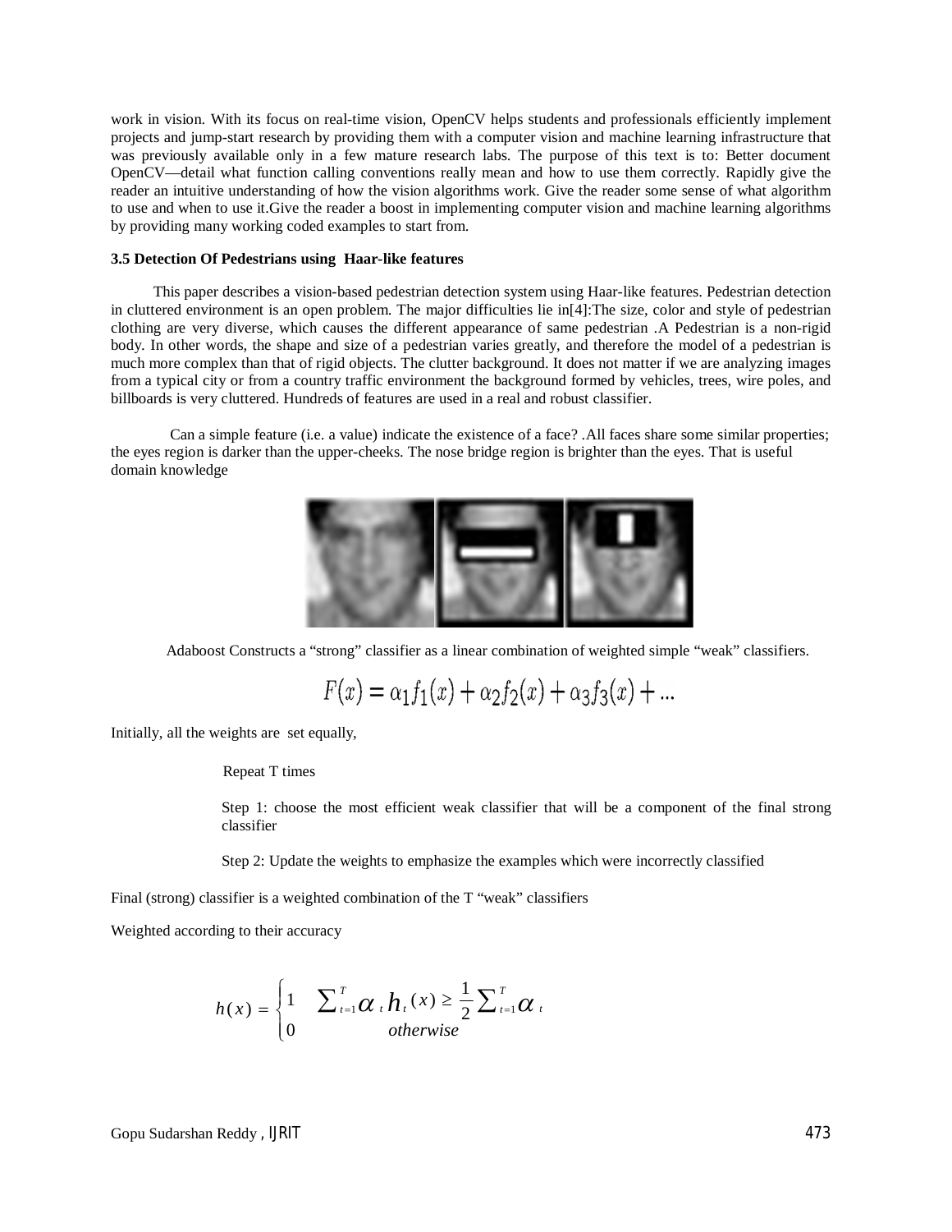work in vision. With its focus on real-time vision, OpenCV helps students and professionals efficiently implement projects and jump-start research by providing them with a computer vision and machine learning infrastructure that was previously available only in a few mature research labs. The purpose of this text is to: Better document OpenCV—detail what function calling conventions really mean and how to use them correctly. Rapidly give the reader an intuitive understanding of how the vision algorithms work. Give the reader some sense of what algorithm to use and when to use it.Give the reader a boost in implementing computer vision and machine learning algorithms by providing many working coded examples to start from.

**3.5 Detection Of Pedestrians using Haar-like features**

This paper describes a vision-based pedestrian detection system using Haar-like features. Pedestrian detection in cluttered environment is an open problem. The major difficulties lie in[4]:The size, color and style of pedestrian clothing are very diverse, which causes the different appearance of same pedestrian .A Pedestrian is a non-rigid body. In other words, the shape and size of a pedestrian varies greatly, and therefore the model of a pedestrian is much more complex than that of rigid objects. The clutter background. It does not matter if we are analyzing images from a typical city or from a country traffic environment the background formed by vehicles, trees, wire poles, and billboards is very cluttered. Hundreds of features are used in a real and robust classifier.

Can a simple feature (i.e. a value) indicate the existence of a face? .All faces share some similar properties; the eyes region is darker than the upper-cheeks. The nose bridge region is brighter than the eyes. That is useful domain knowledge

Adaboost Constructs a "strong" classifier as a linear combination of weighted simple "weak" classifiers.

$$F(x) = \alpha_1 f_1(x) + \alpha_2 f_2(x) + \alpha_3 f_3(x) + ...$$

Initially, all the weights are set equally,

Repeat T times

Step 1: choose the most efficient weak classifier that will be a component of the final strong classifier

Step 2: Update the weights to emphasize the examples which were incorrectly classified

Final (strong) classifier is a weighted combination of the T "weak" classifiers

Weighted according to their accuracy

$$h(x) = \begin{cases} 1 & \sum_{t=1}^{T} \alpha_t h_t(x) \geq \frac{1}{2} \sum_{t=1}^{T} \alpha_t \\ 0 & otherwise \end{cases}$$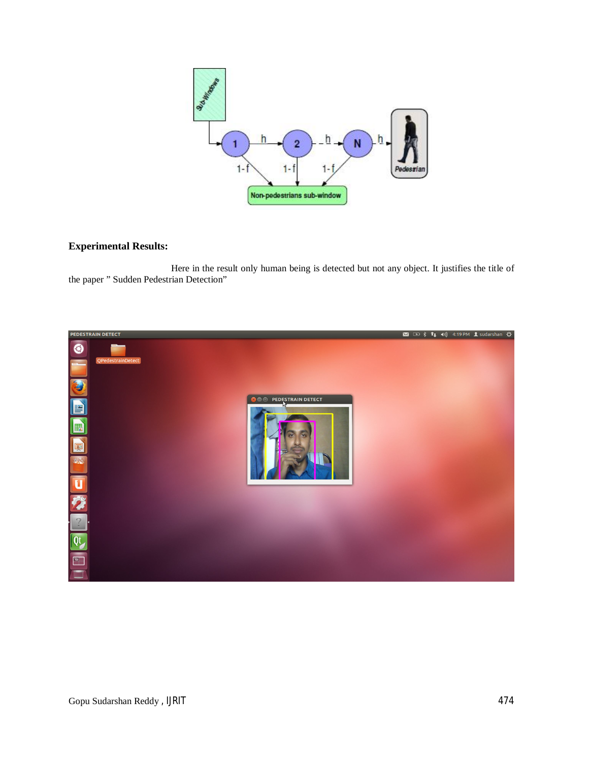## Experimental Results:

Here in the result only human being is detected but not any object. It justifies the title of the paper " Sudden Pedestrian Detection"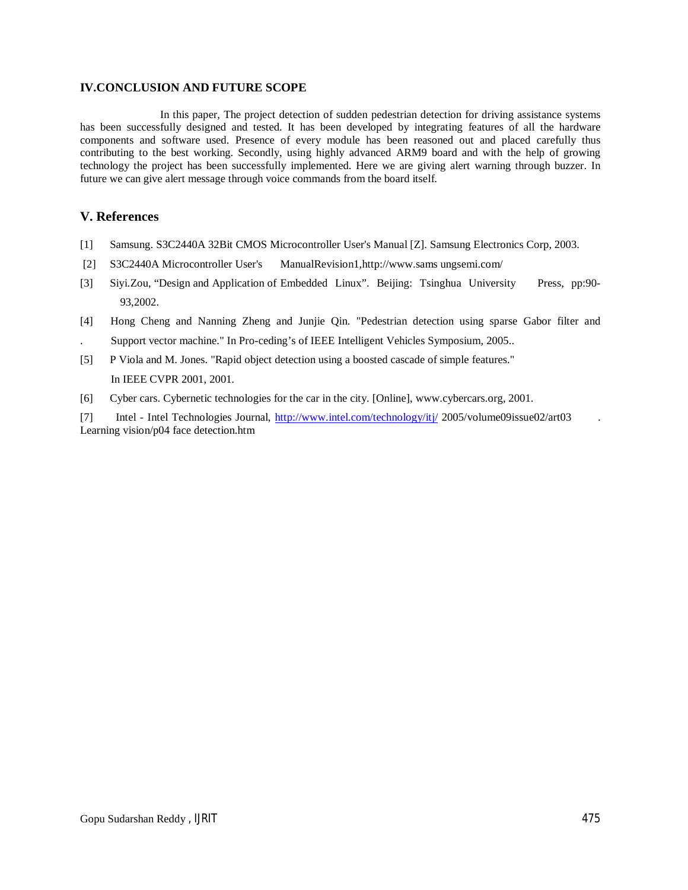## IV.CONCLUSION AND FUTURE SCOPE

In this paper, The project detection of sudden pedestrian detection for driving assistance systems has been successfully designed and tested. It has been developed by integrating features of all the hardware components and software used. Presence of every module has been reasoned out and placed carefully thus contributing to the best working. Secondly, using highly advanced ARM9 board and with the help of growing technology the project has been successfully implemented. Here we are giving alert warning through buzzer. In future we can give alert message through voice commands from the board itself.

## V. References

[1] Samsung. S3C2440A 32Bit CMOS Microcontroller User's Manual [Z]. Samsung Electronics Corp, 2003.

[2] S3C2440A Microcontroller User's ManualRevision1,http://www.sams ungsemi.com/

[3] Siyi.Zou, "Design and Application of Embedded Linux". Beijing: Tsinghua University Press, pp:90-93,2002.

[4] Hong Cheng and Nanning Zheng and Junjie Qin. "Pedestrian detection using sparse Gabor filter and . Support vector machine." In Pro-ceding's of IEEE Intelligent Vehicles Symposium, 2005..

[5] P Viola and M. Jones. "Rapid object detection using a boosted cascade of simple features." In IEEE CVPR 2001, 2001.

[6] Cyber cars. Cybernetic technologies for the car in the city. [Online], www.cybercars.org, 2001.

[7] Intel - Intel Technologies Journal, http://www.intel.com/technology/itj/ 2005/volume09issue02/art03 . Learning vision/p04 face detection.htm